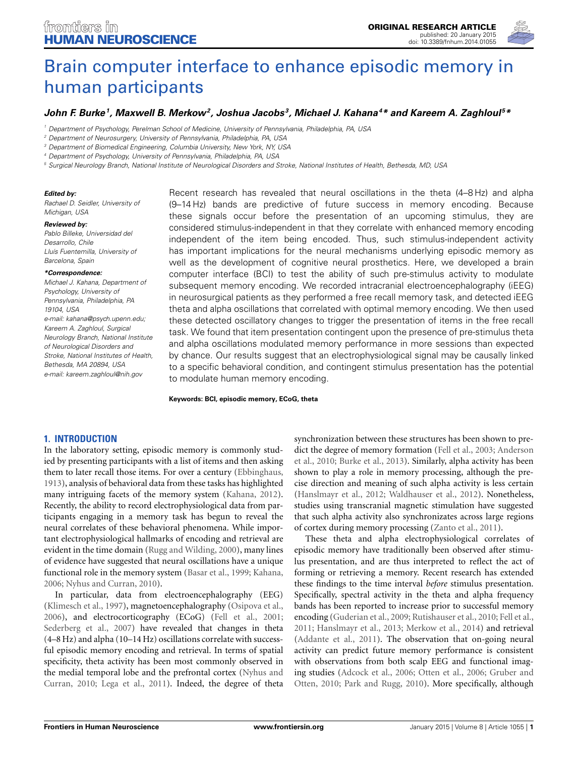# Brain computer interface to enhance episodic memory in human participants

***John F. Burke*[1], *Maxwell B. Merkow*[2], *Joshua Jacobs*[3], *Michael J. Kahana*[4]* and *Kareem A. Zaghloul*[5]****

[1] Department of Psychology, Perelman School of Medicine, University of Pennsylvania, Philadelphia, PA, USA
[2] Department of Neurosurgery, University of Pennsylvania, Philadelphia, PA, USA
[3] Department of Biomedical Engineering, Columbia University, New York, NY, USA
[4] Department of Psychology, University of Pennsylvania, Philadelphia, PA, USA
[5] Surgical Neurology Branch, National Institute of Neurological Disorders and Stroke, National Institutes of Health, Bethesda, MD, USA

***Edited by:***
*Rachael D. Seidler, University of Michigan, USA*

***Reviewed by:***
*Pablo Billeke, Universidad del Desarrollo, Chile*
*Lluís Fuentemilla, University of Barcelona, Spain*

***\*Correspondence:***
*Michael J. Kahana, Department of Psychology, University of Pennsylvania, Philadelphia, PA 19104, USA*
*e-mail: kahana@psych.upenn.edu;*
*Kareem A. Zaghloul, Surgical Neurology Branch, National Institute of Neurological Disorders and Stroke, National Institutes of Health, Bethesda, MA 20894, USA*
*e-mail: kareem.zaghloul@nih.gov*

Recent research has revealed that neural oscillations in the theta (4–8 Hz) and alpha (9–14 Hz) bands are predictive of future success in memory encoding. Because these signals occur before the presentation of an upcoming stimulus, they are considered stimulus-independent in that they correlate with enhanced memory encoding independent of the item being encoded. Thus, such stimulus-independent activity has important implications for the neural mechanisms underlying episodic memory as well as the development of cognitive neural prosthetics. Here, we developed a brain computer interface (BCI) to test the ability of such pre-stimulus activity to modulate subsequent memory encoding. We recorded intracranial electroencephalography (iEEG) in neurosurgical patients as they performed a free recall memory task, and detected iEEG theta and alpha oscillations that correlated with optimal memory encoding. We then used these detected oscillatory changes to trigger the presentation of items in the free recall task. We found that item presentation contingent upon the presence of pre-stimulus theta and alpha oscillations modulated memory performance in more sessions than expected by chance. Our results suggest that an electrophysiological signal may be causally linked to a specific behavioral condition, and contingent stimulus presentation has the potential to modulate human memory encoding.

**Keywords: BCI, episodic memory, ECoG, theta**

## 1. INTRODUCTION

In the laboratory setting, episodic memory is commonly studied by presenting participants with a list of items and then asking them to later recall those items. For over a century (Ebbinghaus, 1913), analysis of behavioral data from these tasks has highlighted many intriguing facets of the memory system (Kahana, 2012). Recently, the ability to record electrophysiological data from participants engaging in a memory task has begun to reveal the neural correlates of these behavioral phenomena. While important electrophysiological hallmarks of encoding and retrieval are evident in the time domain (Rugg and Wilding, 2000), many lines of evidence have suggested that neural oscillations have a unique functional role in the memory system (Basar et al., 1999; Kahana, 2006; Nyhus and Curran, 2010).

In particular, data from electroencephalography (EEG) (Klimesch et al., 1997), magnetoencephalography (Osipova et al., 2006), and electrocorticography (ECoG) (Fell et al., 2001; Sederberg et al., 2007) have revealed that changes in theta (4–8 Hz) and alpha (10–14 Hz) oscillations correlate with successful episodic memory encoding and retrieval. In terms of spatial specificity, theta activity has been most commonly observed in the medial temporal lobe and the prefrontal cortex (Nyhus and Curran, 2010; Lega et al., 2011). Indeed, the degree of theta synchronization between these structures has been shown to predict the degree of memory formation (Fell et al., 2003; Anderson et al., 2010; Burke et al., 2013). Similarly, alpha activity has been shown to play a role in memory processing, although the precise direction and meaning of such alpha activity is less certain (Hanslmayr et al., 2012; Waldhauser et al., 2012). Nonetheless, studies using transcranial magnetic stimulation have suggested that such alpha activity also synchronizes across large regions of cortex during memory processing (Zanto et al., 2011).

These theta and alpha electrophysiological correlates of episodic memory have traditionally been observed after stimulus presentation, and are thus interpreted to reflect the act of forming or retrieving a memory. Recent research has extended these findings to the time interval *before* stimulus presentation. Specifically, spectral activity in the theta and alpha frequency bands has been reported to increase prior to successful memory encoding (Guderian et al., 2009; Rutishauser et al., 2010; Fell et al., 2011; Hanslmayr et al., 2013; Merkow et al., 2014) and retrieval (Addante et al., 2011). The observation that on-going neural activity can predict future memory performance is consistent with observations from both scalp EEG and functional imaging studies (Adcock et al., 2006; Otten et al., 2006; Gruber and Otten, 2010; Park and Rugg, 2010). More specifically, although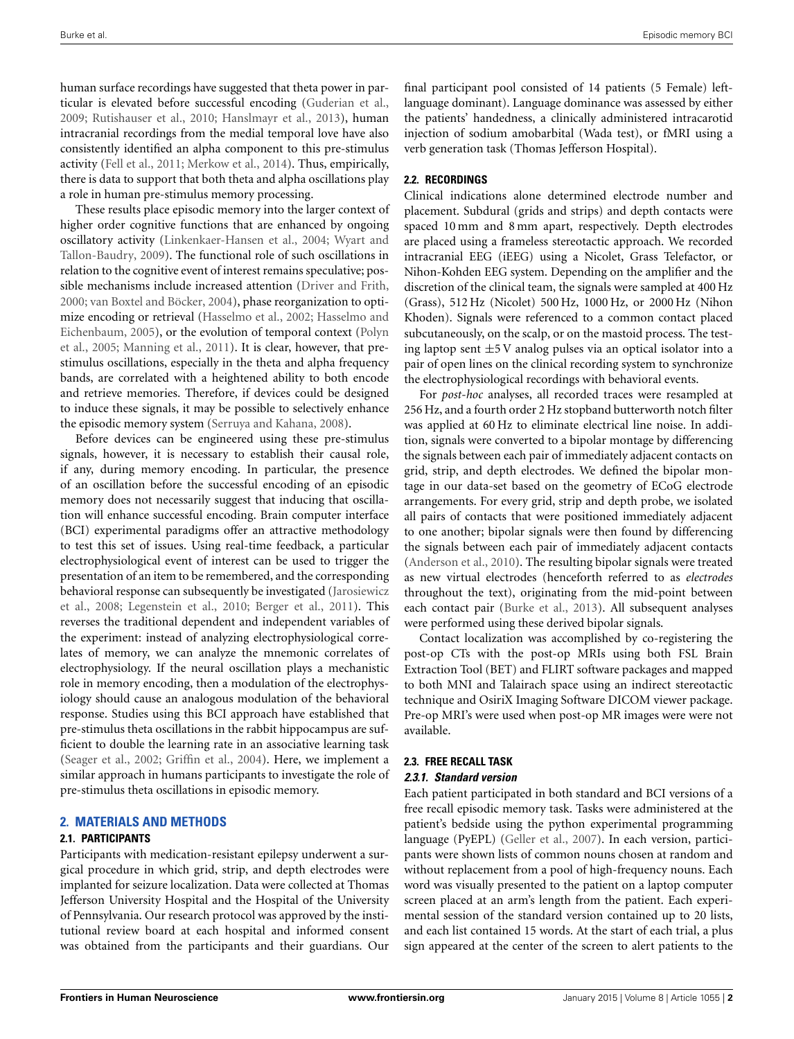human surface recordings have suggested that theta power in particular is elevated before successful encoding (Guderian et al., 2009; Rutishauser et al., 2010; Hanslmayr et al., 2013), human intracranial recordings from the medial temporal love have also consistently identified an alpha component to this pre-stimulus activity (Fell et al., 2011; Merkow et al., 2014). Thus, empirically, there is data to support that both theta and alpha oscillations play a role in human pre-stimulus memory processing.

These results place episodic memory into the larger context of higher order cognitive functions that are enhanced by ongoing oscillatory activity (Linkenkaer-Hansen et al., 2004; Wyart and Tallon-Baudry, 2009). The functional role of such oscillations in relation to the cognitive event of interest remains speculative; possible mechanisms include increased attention (Driver and Frith, 2000; van Boxtel and Böcker, 2004), phase reorganization to optimize encoding or retrieval (Hasselmo et al., 2002; Hasselmo and Eichenbaum, 2005), or the evolution of temporal context (Polyn et al., 2005; Manning et al., 2011). It is clear, however, that pre-stimulus oscillations, especially in the theta and alpha frequency bands, are correlated with a heightened ability to both encode and retrieve memories. Therefore, if devices could be designed to induce these signals, it may be possible to selectively enhance the episodic memory system (Serruya and Kahana, 2008).

Before devices can be engineered using these pre-stimulus signals, however, it is necessary to establish their causal role, if any, during memory encoding. In particular, the presence of an oscillation before the successful encoding of an episodic memory does not necessarily suggest that inducing that oscillation will enhance successful encoding. Brain computer interface (BCI) experimental paradigms offer an attractive methodology to test this set of issues. Using real-time feedback, a particular electrophysiological event of interest can be used to trigger the presentation of an item to be remembered, and the corresponding behavioral response can subsequently be investigated (Jarosiewicz et al., 2008; Legenstein et al., 2010; Berger et al., 2011). This reverses the traditional dependent and independent variables of the experiment: instead of analyzing electrophysiological correlates of memory, we can analyze the mnemonic correlates of electrophysiology. If the neural oscillation plays a mechanistic role in memory encoding, then a modulation of the electrophysiology should cause an analogous modulation of the behavioral response. Studies using this BCI approach have established that pre-stimulus theta oscillations in the rabbit hippocampus are sufficient to double the learning rate in an associative learning task (Seager et al., 2002; Griffin et al., 2004). Here, we implement a similar approach in humans participants to investigate the role of pre-stimulus theta oscillations in episodic memory.

## 2. MATERIALS AND METHODS

### 2.1. PARTICIPANTS

Participants with medication-resistant epilepsy underwent a surgical procedure in which grid, strip, and depth electrodes were implanted for seizure localization. Data were collected at Thomas Jefferson University Hospital and the Hospital of the University of Pennsylvania. Our research protocol was approved by the institutional review board at each hospital and informed consent was obtained from the participants and their guardians. Our final participant pool consisted of 14 patients (5 Female) left-language dominant. Language dominance was assessed by either the patients' handedness, a clinically administered intracarotid injection of sodium amobarbital (Wada test), or fMRI using a verb generation task (Thomas Jefferson Hospital).

### 2.2. RECORDINGS

Clinical indications alone determined electrode number and placement. Subdural (grids and strips) and depth contacts were spaced 10 mm and 8 mm apart, respectively. Depth electrodes are placed using a frameless stereotactic approach. We recorded intracranial EEG (iEEG) using a Nicolet, Grass Telefactor, or Nihon-Kohden EEG system. Depending on the amplifier and the discretion of the clinical team, the signals were sampled at 400 Hz (Grass), 512 Hz (Nicolet) 500 Hz, 1000 Hz, or 2000 Hz (Nihon Khoden). Signals were referenced to a common contact placed subcutaneously, on the scalp, or on the mastoid process. The testing laptop sent ±5 V analog pulses via an optical isolator into a pair of open lines on the clinical recording system to synchronize the electrophysiological recordings with behavioral events.

For *post-hoc* analyses, all recorded traces were resampled at 256 Hz, and a fourth order 2 Hz stopband butterworth notch filter was applied at 60 Hz to eliminate electrical line noise. In addition, signals were converted to a bipolar montage by differencing the signals between each pair of immediately adjacent contacts on grid, strip, and depth electrodes. We defined the bipolar montage in our data-set based on the geometry of ECoG electrode arrangements. For every grid, strip and depth probe, we isolated all pairs of contacts that were positioned immediately adjacent to one another; bipolar signals were then found by differencing the signals between each pair of immediately adjacent contacts (Anderson et al., 2010). The resulting bipolar signals were treated as new virtual electrodes (henceforth referred to as *electrodes* throughout the text), originating from the mid-point between each contact pair (Burke et al., 2013). All subsequent analyses were performed using these derived bipolar signals.

Contact localization was accomplished by co-registering the post-op CTs with the post-op MRIs using both FSL Brain Extraction Tool (BET) and FLIRT software packages and mapped to both MNI and Talairach space using an indirect stereotactic technique and OsiriX Imaging Software DICOM viewer package. Pre-op MRI's were used when post-op MR images were were not available.

### 2.3. FREE RECALL TASK

#### 2.3.1. Standard version

Each patient participated in both standard and BCI versions of a free recall episodic memory task. Tasks were administered at the patient's bedside using the python experimental programming language (PyEPL) (Geller et al., 2007). In each version, participants were shown lists of common nouns chosen at random and without replacement from a pool of high-frequency nouns. Each word was visually presented to the patient on a laptop computer screen placed at an arm's length from the patient. Each experimental session of the standard version contained up to 20 lists, and each list contained 15 words. At the start of each trial, a plus sign appeared at the center of the screen to alert patients to the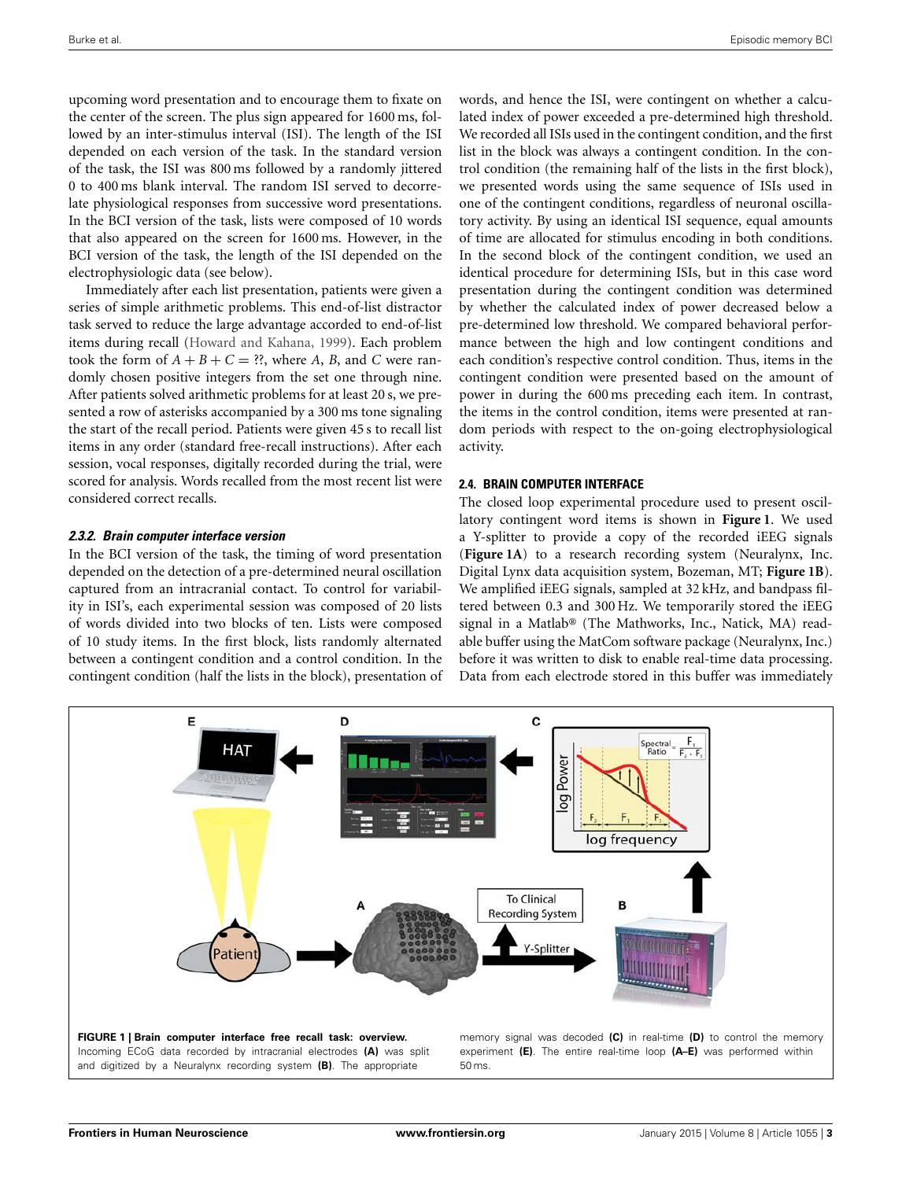upcoming word presentation and to encourage them to fixate on the center of the screen. The plus sign appeared for 1600 ms, followed by an inter-stimulus interval (ISI). The length of the ISI depended on each version of the task. In the standard version of the task, the ISI was 800 ms followed by a randomly jittered 0 to 400 ms blank interval. The random ISI served to decorrelate physiological responses from successive word presentations. In the BCI version of the task, lists were composed of 10 words that also appeared on the screen for 1600 ms. However, in the BCI version of the task, the length of the ISI depended on the electrophysiologic data (see below).

Immediately after each list presentation, patients were given a series of simple arithmetic problems. This end-of-list distractor task served to reduce the large advantage accorded to end-of-list items during recall (Howard and Kahana, 1999). Each problem took the form of $A + B + C = ??$, where $A$, $B$, and $C$ were randomly chosen positive integers from the set one through nine. After patients solved arithmetic problems for at least 20 s, we presented a row of asterisks accompanied by a 300 ms tone signaling the start of the recall period. Patients were given 45 s to recall list items in any order (standard free-recall instructions). After each session, vocal responses, digitally recorded during the trial, were scored for analysis. Words recalled from the most recent list were considered correct recalls.

#### *2.3.2. Brain computer interface version*

In the BCI version of the task, the timing of word presentation depended on the detection of a pre-determined neural oscillation captured from an intracranial contact. To control for variability in ISI's, each experimental session was composed of 20 lists of words divided into two blocks of ten. Lists were composed of 10 study items. In the first block, lists randomly alternated between a contingent condition and a control condition. In the contingent condition (half the lists in the block), presentation of words, and hence the ISI, were contingent on whether a calculated index of power exceeded a pre-determined high threshold. We recorded all ISIs used in the contingent condition, and the first list in the block was always a contingent condition. In the control condition (the remaining half of the lists in the first block), we presented words using the same sequence of ISIs used in one of the contingent conditions, regardless of neuronal oscillatory activity. By using an identical ISI sequence, equal amounts of time are allocated for stimulus encoding in both conditions. In the second block of the contingent condition, we used an identical procedure for determining ISIs, but in this case word presentation during the contingent condition was determined by whether the calculated index of power decreased below a pre-determined low threshold. We compared behavioral performance between the high and low contingent conditions and each condition's respective control condition. Thus, items in the contingent condition were presented based on the amount of power in during the 600 ms preceding each item. In contrast, the items in the control condition, items were presented at random periods with respect to the on-going electrophysiological activity.

### **2.4. BRAIN COMPUTER INTERFACE**

The closed loop experimental procedure used to present oscillatory contingent word items is shown in **Figure 1**. We used a Y-splitter to provide a copy of the recorded iEEG signals (**Figure 1A**) to a research recording system (Neuralynx, Inc. Digital Lynx data acquisition system, Bozeman, MT; **Figure 1B**). We amplified iEEG signals, sampled at 32 kHz, and bandpass filtered between 0.3 and 300 Hz. We temporarily stored the iEEG signal in a Matlab® (The Mathworks, Inc., Natick, MA) readable buffer using the MatCom software package (Neuralynx, Inc.) before it was written to disk to enable real-time data processing. Data from each electrode stored in this buffer was immediately

**FIGURE 1 | Brain computer interface free recall task: overview.** Incoming ECoG data recorded by intracranial electrodes **(A)** was split and digitized by a Neuralynx recording system **(B)**. The appropriate memory signal was decoded **(C)** in real-time **(D)** to control the memory experiment **(E)**. The entire real-time loop **(A–E)** was performed within 50 ms.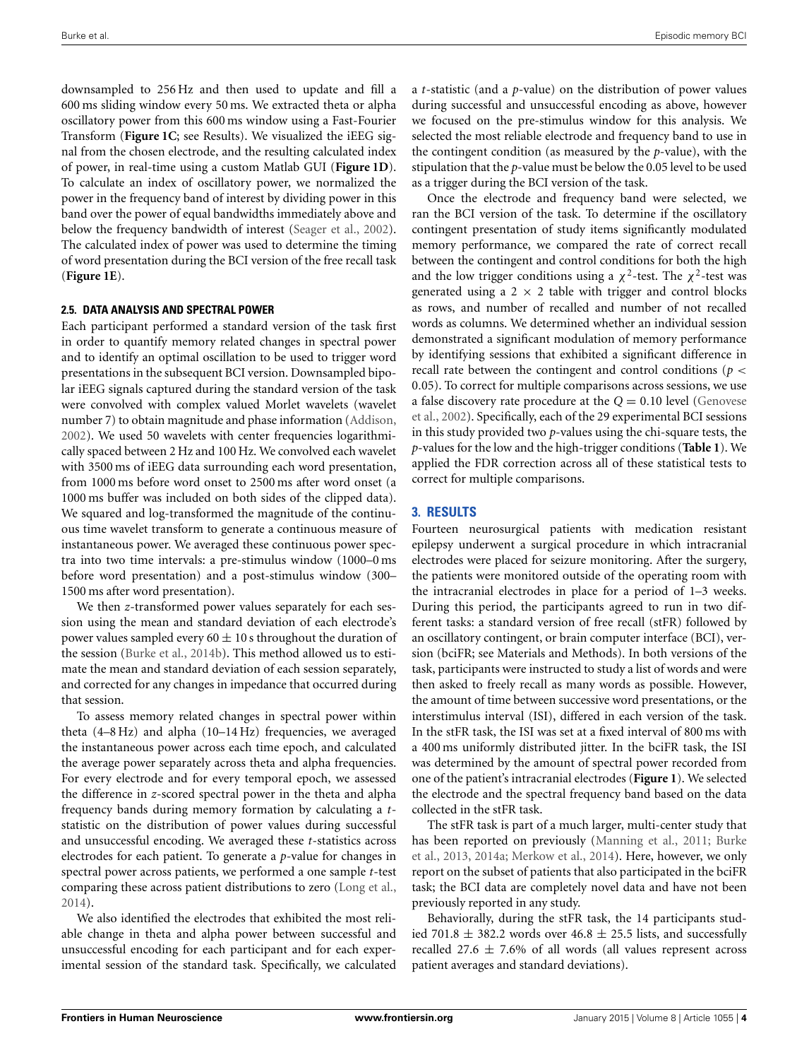downsampled to 256 Hz and then used to update and fill a 600 ms sliding window every 50 ms. We extracted theta or alpha oscillatory power from this 600 ms window using a Fast-Fourier Transform (**Figure 1C**; see Results). We visualized the iEEG signal from the chosen electrode, and the resulting calculated index of power, in real-time using a custom Matlab GUI (**Figure 1D**). To calculate an index of oscillatory power, we normalized the power in the frequency band of interest by dividing power in this band over the power of equal bandwidths immediately above and below the frequency bandwidth of interest (Seager et al., 2002). The calculated index of power was used to determine the timing of word presentation during the BCI version of the free recall task (**Figure 1E**).

### 2.5. DATA ANALYSIS AND SPECTRAL POWER

Each participant performed a standard version of the task first in order to quantify memory related changes in spectral power and to identify an optimal oscillation to be used to trigger word presentations in the subsequent BCI version. Downsampled bipolar iEEG signals captured during the standard version of the task were convolved with complex valued Morlet wavelets (wavelet number 7) to obtain magnitude and phase information (Addison, 2002). We used 50 wavelets with center frequencies logarithmically spaced between 2 Hz and 100 Hz. We convolved each wavelet with 3500 ms of iEEG data surrounding each word presentation, from 1000 ms before word onset to 2500 ms after word onset (a 1000 ms buffer was included on both sides of the clipped data). We squared and log-transformed the magnitude of the continuous time wavelet transform to generate a continuous measure of instantaneous power. We averaged these continuous power spectra into two time intervals: a pre-stimulus window (1000–0 ms before word presentation) and a post-stimulus window (300–1500 ms after word presentation).

We then *z*-transformed power values separately for each session using the mean and standard deviation of each electrode's power values sampled every $60 \pm 10$ s throughout the duration of the session (Burke et al., 2014b). This method allowed us to estimate the mean and standard deviation of each session separately, and corrected for any changes in impedance that occurred during that session.

To assess memory related changes in spectral power within theta (4–8 Hz) and alpha (10–14 Hz) frequencies, we averaged the instantaneous power across each time epoch, and calculated the average power separately across theta and alpha frequencies. For every electrode and for every temporal epoch, we assessed the difference in *z*-scored spectral power in the theta and alpha frequency bands during memory formation by calculating a *t*-statistic on the distribution of power values during successful and unsuccessful encoding. We averaged these *t*-statistics across electrodes for each patient. To generate a *p*-value for changes in spectral power across patients, we performed a one sample *t*-test comparing these across patient distributions to zero (Long et al., 2014).

We also identified the electrodes that exhibited the most reliable change in theta and alpha power between successful and unsuccessful encoding for each participant and for each experimental session of the standard task. Specifically, we calculated a *t*-statistic (and a *p*-value) on the distribution of power values during successful and unsuccessful encoding as above, however we focused on the pre-stimulus window for this analysis. We selected the most reliable electrode and frequency band to use in the contingent condition (as measured by the *p*-value), with the stipulation that the *p*-value must be below the 0.05 level to be used as a trigger during the BCI version of the task.

Once the electrode and frequency band were selected, we ran the BCI version of the task. To determine if the oscillatory contingent presentation of study items significantly modulated memory performance, we compared the rate of correct recall between the contingent and control conditions for both the high and the low trigger conditions using a $\chi^2$-test. The $\chi^2$-test was generated using a $2 \times 2$ table with trigger and control blocks as rows, and number of recalled and number of not recalled words as columns. We determined whether an individual session demonstrated a significant modulation of memory performance by identifying sessions that exhibited a significant difference in recall rate between the contingent and control conditions ($p < 0.05$). To correct for multiple comparisons across sessions, we use a false discovery rate procedure at the $Q = 0.10$ level (Genovese et al., 2002). Specifically, each of the 29 experimental BCI sessions in this study provided two *p*-values using the chi-square tests, the *p*-values for the low and the high-trigger conditions (**Table 1**). We applied the FDR correction across all of these statistical tests to correct for multiple comparisons.

## 3. RESULTS

Fourteen neurosurgical patients with medication resistant epilepsy underwent a surgical procedure in which intracranial electrodes were placed for seizure monitoring. After the surgery, the patients were monitored outside of the operating room with the intracranial electrodes in place for a period of 1–3 weeks. During this period, the participants agreed to run in two different tasks: a standard version of free recall (stFR) followed by an oscillatory contingent, or brain computer interface (BCI), version (bciFR; see Materials and Methods). In both versions of the task, participants were instructed to study a list of words and were then asked to freely recall as many words as possible. However, the amount of time between successive word presentations, or the interstimulus interval (ISI), differed in each version of the task. In the stFR task, the ISI was set at a fixed interval of 800 ms with a 400 ms uniformly distributed jitter. In the bciFR task, the ISI was determined by the amount of spectral power recorded from one of the patient's intracranial electrodes (**Figure 1**). We selected the electrode and the spectral frequency band based on the data collected in the stFR task.

The stFR task is part of a much larger, multi-center study that has been reported on previously (Manning et al., 2011; Burke et al., 2013, 2014a; Merkow et al., 2014). Here, however, we only report on the subset of patients that also participated in the bciFR task; the BCI data are completely novel data and have not been previously reported in any study.

Behaviorally, during the stFR task, the 14 participants studied $701.8 \pm 382.2$ words over $46.8 \pm 25.5$ lists, and successfully recalled $27.6 \pm 7.6\%$ of all words (all values represent across patient averages and standard deviations).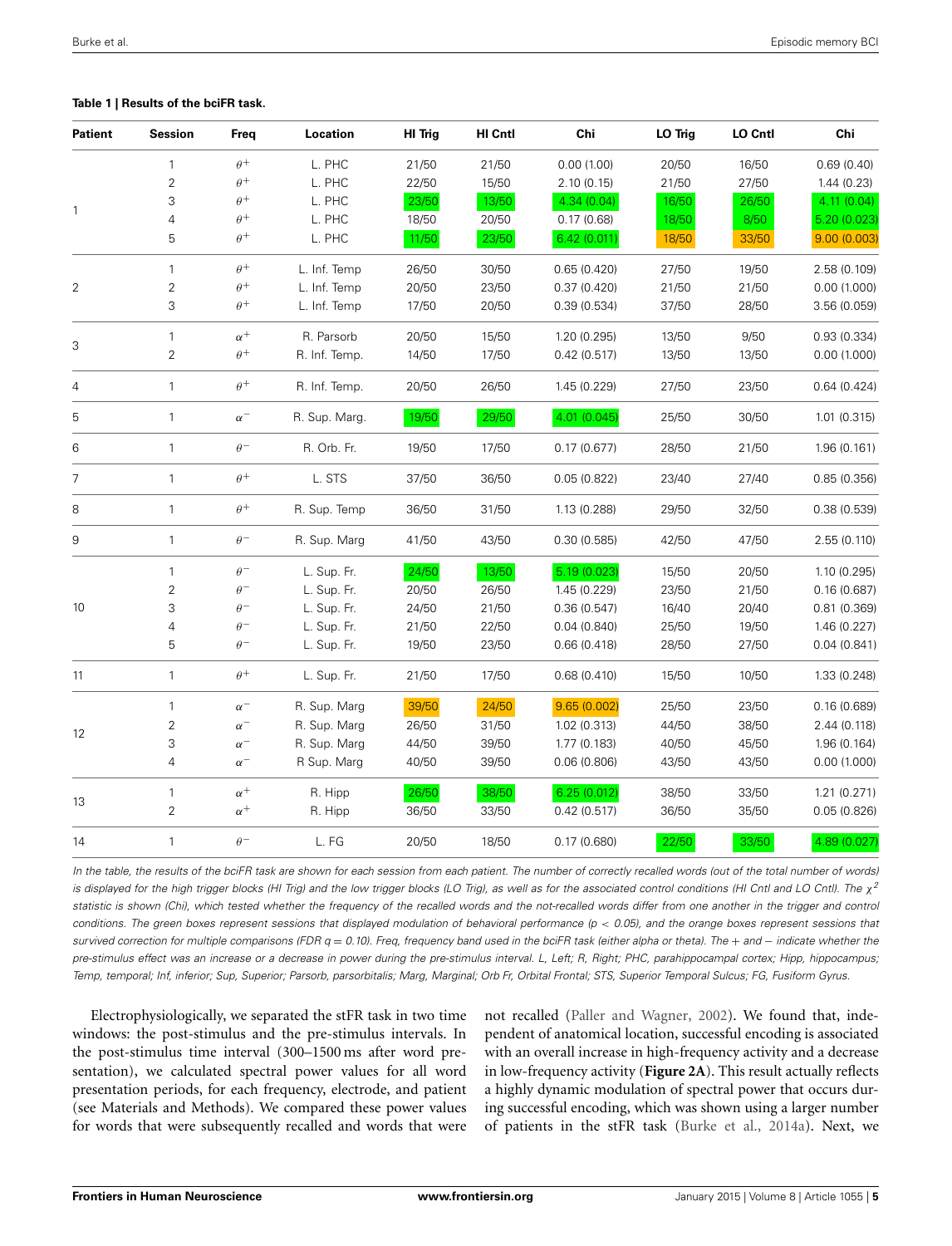**Table 1 | Results of the bciFR task.**

| Patient | Session | Freq | Location | HI Trig | HI Cntl | Chi | LO Trig | LO Cntl | Chi |
|---|---|---|---|---|---|---|---|---|---|
| 1 | 1 | $\theta^+$ | L. PHC | 21/50 | 21/50 | 0.00 (1.00) | 20/50 | 16/50 | 0.69 (0.40) |
| | 2 | $\theta^+$ | L. PHC | 22/50 | 15/50 | 2.10 (0.15) | 21/50 | 27/50 | 1.44 (0.23) |
| | 3 | $\theta^+$ | L. PHC | 23/50 | 13/50 | 4.34 (0.04) | 16/50 | 26/50 | 4.11 (0.04) |
| | 4 | $\theta^+$ | L. PHC | 18/50 | 20/50 | 0.17 (0.68) | 18/50 | 8/50 | 5.20 (0.023) |
| | 5 | $\theta^+$ | L. PHC | 11/50 | 23/50 | 6.42 (0.011) | 18/50 | 33/50 | 9.00 (0.003) |
| 2 | 1 | $\theta^+$ | L. Inf. Temp | 26/50 | 30/50 | 0.65 (0.420) | 27/50 | 19/50 | 2.58 (0.109) |
| | 2 | $\theta^+$ | L. Inf. Temp | 20/50 | 23/50 | 0.37 (0.420) | 21/50 | 21/50 | 0.00 (1.000) |
| | 3 | $\theta^+$ | L. Inf. Temp | 17/50 | 20/50 | 0.39 (0.534) | 37/50 | 28/50 | 3.56 (0.059) |
| 3 | 1 | $\alpha^+$ | R. Parsorb | 20/50 | 15/50 | 1.20 (0.295) | 13/50 | 9/50 | 0.93 (0.334) |
| | 2 | $\theta^+$ | R. Inf. Temp. | 14/50 | 17/50 | 0.42 (0.517) | 13/50 | 13/50 | 0.00 (1.000) |
| 4 | 1 | $\theta^+$ | R. Inf. Temp. | 20/50 | 26/50 | 1.45 (0.229) | 27/50 | 23/50 | 0.64 (0.424) |
| 5 | 1 | $\alpha^-$ | R. Sup. Marg. | 19/50 | 29/50 | 4.01 (0.045) | 25/50 | 30/50 | 1.01 (0.315) |
| 6 | 1 | $\theta^-$ | R. Orb. Fr. | 19/50 | 17/50 | 0.17 (0.677) | 28/50 | 21/50 | 1.96 (0.161) |
| 7 | 1 | $\theta^+$ | L. STS | 37/50 | 36/50 | 0.05 (0.822) | 23/40 | 27/40 | 0.85 (0.356) |
| 8 | 1 | $\theta^+$ | R. Sup. Temp | 36/50 | 31/50 | 1.13 (0.288) | 29/50 | 32/50 | 0.38 (0.539) |
| 9 | 1 | $\theta^-$ | R. Sup. Marg | 41/50 | 43/50 | 0.30 (0.585) | 42/50 | 47/50 | 2.55 (0.110) |
| 10 | 1 | $\theta^-$ | L. Sup. Fr. | 24/50 | 13/50 | 5.19 (0.023) | 15/50 | 20/50 | 1.10 (0.295) |
| | 2 | $\theta^-$ | L. Sup. Fr. | 20/50 | 26/50 | 1.45 (0.229) | 23/50 | 21/50 | 0.16 (0.687) |
| | 3 | $\theta^-$ | L. Sup. Fr. | 24/50 | 21/50 | 0.36 (0.547) | 16/40 | 20/40 | 0.81 (0.369) |
| | 4 | $\theta^-$ | L. Sup. Fr. | 21/50 | 22/50 | 0.04 (0.840) | 25/50 | 19/50 | 1.46 (0.227) |
| | 5 | $\theta^-$ | L. Sup. Fr. | 19/50 | 23/50 | 0.66 (0.418) | 28/50 | 27/50 | 0.04 (0.841) |
| 11 | 1 | $\theta^+$ | L. Sup. Fr. | 21/50 | 17/50 | 0.68 (0.410) | 15/50 | 10/50 | 1.33 (0.248) |
| 12 | 1 | $\alpha^-$ | R. Sup. Marg | 39/50 | 24/50 | 9.65 (0.002) | 25/50 | 23/50 | 0.16 (0.689) |
| | 2 | $\alpha^-$ | R. Sup. Marg | 26/50 | 31/50 | 1.02 (0.313) | 44/50 | 38/50 | 2.44 (0.118) |
| | 3 | $\alpha^-$ | R. Sup. Marg | 44/50 | 39/50 | 1.77 (0.183) | 40/50 | 45/50 | 1.96 (0.164) |
| | 4 | $\alpha^-$ | R Sup. Marg | 40/50 | 39/50 | 0.06 (0.806) | 43/50 | 43/50 | 0.00 (1.000) |
| 13 | 1 | $\alpha^+$ | R. Hipp | 26/50 | 38/50 | 6.25 (0.012) | 38/50 | 33/50 | 1.21 (0.271) |
| | 2 | $\alpha^+$ | R. Hipp | 36/50 | 33/50 | 0.42 (0.517) | 36/50 | 35/50 | 0.05 (0.826) |
| 14 | 1 | $\theta^-$ | L. FG | 20/50 | 18/50 | 0.17 (0.680) | 22/50 | 33/50 | 4.89 (0.027) |

*In the table, the results of the bciFR task are shown for each session from each patient. The number of correctly recalled words (out of the total number of words) is displayed for the high trigger blocks (HI Trig) and the low trigger blocks (LO Trig), as well as for the associated control conditions (HI Cntl and LO Cntl). The $\chi^2$ statistic is shown (Chi), which tested whether the frequency of the recalled words and the not-recalled words differ from one another in the trigger and control conditions. The green boxes represent sessions that displayed modulation of behavioral performance ($p < 0.05$), and the orange boxes represent sessions that survived correction for multiple comparisons (FDR $q = 0.10$). Freq, frequency band used in the bciFR task (either alpha or theta). The + and − indicate whether the pre-stimulus effect was an increase or a decrease in power during the pre-stimulus interval. L, Left; R, Right; PHC, parahippocampal cortex; Hipp, hippocampus; Temp, temporal; Inf, inferior; Sup, Superior; Parsorb, parsorbitalis; Marg, Marginal; Orb Fr, Orbital Frontal; STS, Superior Temporal Sulcus; FG, Fusiform Gyrus.*

Electrophysiologically, we separated the stFR task in two time windows: the post-stimulus and the pre-stimulus intervals. In the post-stimulus time interval (300–1500 ms after word presentation), we calculated spectral power values for all word presentation periods, for each frequency, electrode, and patient (see Materials and Methods). We compared these power values for words that were subsequently recalled and words that were not recalled (Paller and Wagner, 2002). We found that, independent of anatomical location, successful encoding is associated with an overall increase in high-frequency activity and a decrease in low-frequency activity (**Figure 2A**). This result actually reflects a highly dynamic modulation of spectral power that occurs during successful encoding, which was shown using a larger number of patients in the stFR task (Burke et al., 2014a). Next, we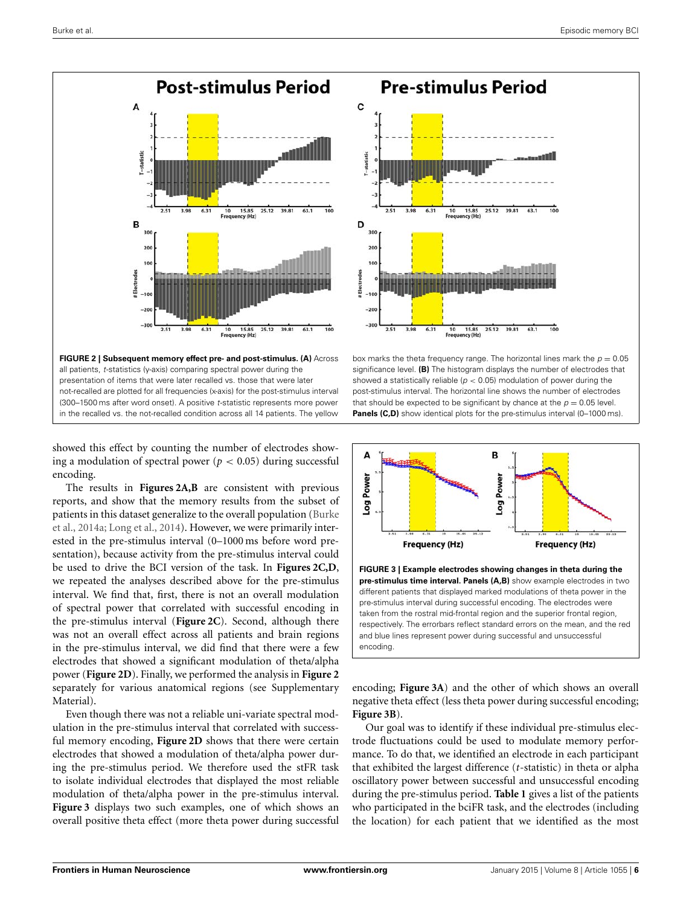**FIGURE 2 | Subsequent memory effect pre- and post-stimulus. (A)** Across all patients, *t*-statistics (y-axis) comparing spectral power during the presentation of items that were later recalled vs. those that were later not-recalled are plotted for all frequencies (x-axis) for the post-stimulus interval (300–1500 ms after word onset). A positive *t*-statistic represents more power in the recalled vs. the not-recalled condition across all 14 patients. The yellow box marks the theta frequency range. The horizontal lines mark the $p = 0.05$ significance level. **(B)** The histogram displays the number of electrodes that showed a statistically reliable ($p < 0.05$) modulation of power during the post-stimulus interval. The horizontal line shows the number of electrodes that should be expected to be significant by chance at the $p = 0.05$ level. **Panels (C,D)** show identical plots for the pre-stimulus interval (0–1000 ms).

showed this effect by counting the number of electrodes showing a modulation of spectral power ($p < 0.05$) during successful encoding.

The results in **Figures 2A,B** are consistent with previous reports, and show that the memory results from the subset of patients in this dataset generalize to the overall population (Burke et al., 2014a; Long et al., 2014). However, we were primarily interested in the pre-stimulus interval (0–1000 ms before word presentation), because activity from the pre-stimulus interval could be used to drive the BCI version of the task. In **Figures 2C,D**, we repeated the analyses described above for the pre-stimulus interval. We find that, first, there is not an overall modulation of spectral power that correlated with successful encoding in the pre-stimulus interval (**Figure 2C**). Second, although there was not an overall effect across all patients and brain regions in the pre-stimulus interval, we did find that there were a few electrodes that showed a significant modulation of theta/alpha power (**Figure 2D**). Finally, we performed the analysis in **Figure 2** separately for various anatomical regions (see Supplementary Material).

Even though there was not a reliable uni-variate spectral modulation in the pre-stimulus interval that correlated with successful memory encoding, **Figure 2D** shows that there were certain electrodes that showed a modulation of theta/alpha power during the pre-stimulus period. We therefore used the stFR task to isolate individual electrodes that displayed the most reliable modulation of theta/alpha power in the pre-stimulus interval. **Figure 3** displays two such examples, one of which shows an overall positive theta effect (more theta power during successful encoding; **Figure 3A**) and the other of which shows an overall negative theta effect (less theta power during successful encoding; **Figure 3B**).

**FIGURE 3 | Example electrodes showing changes in theta during the pre-stimulus time interval. Panels (A,B)** show example electrodes in two different patients that displayed marked modulations of theta power in the pre-stimulus interval during successful encoding. The electrodes were taken from the rostral mid-frontal region and the superior frontal region, respectively. The errorbars reflect standard errors on the mean, and the red and blue lines represent power during successful and unsuccessful encoding.

Our goal was to identify if these individual pre-stimulus electrode fluctuations could be used to modulate memory performance. To do that, we identified an electrode in each participant that exhibited the largest difference (*t*-statistic) in theta or alpha oscillatory power between successful and unsuccessful encoding during the pre-stimulus period. **Table 1** gives a list of the patients who participated in the bciFR task, and the electrodes (including the location) for each patient that we identified as the most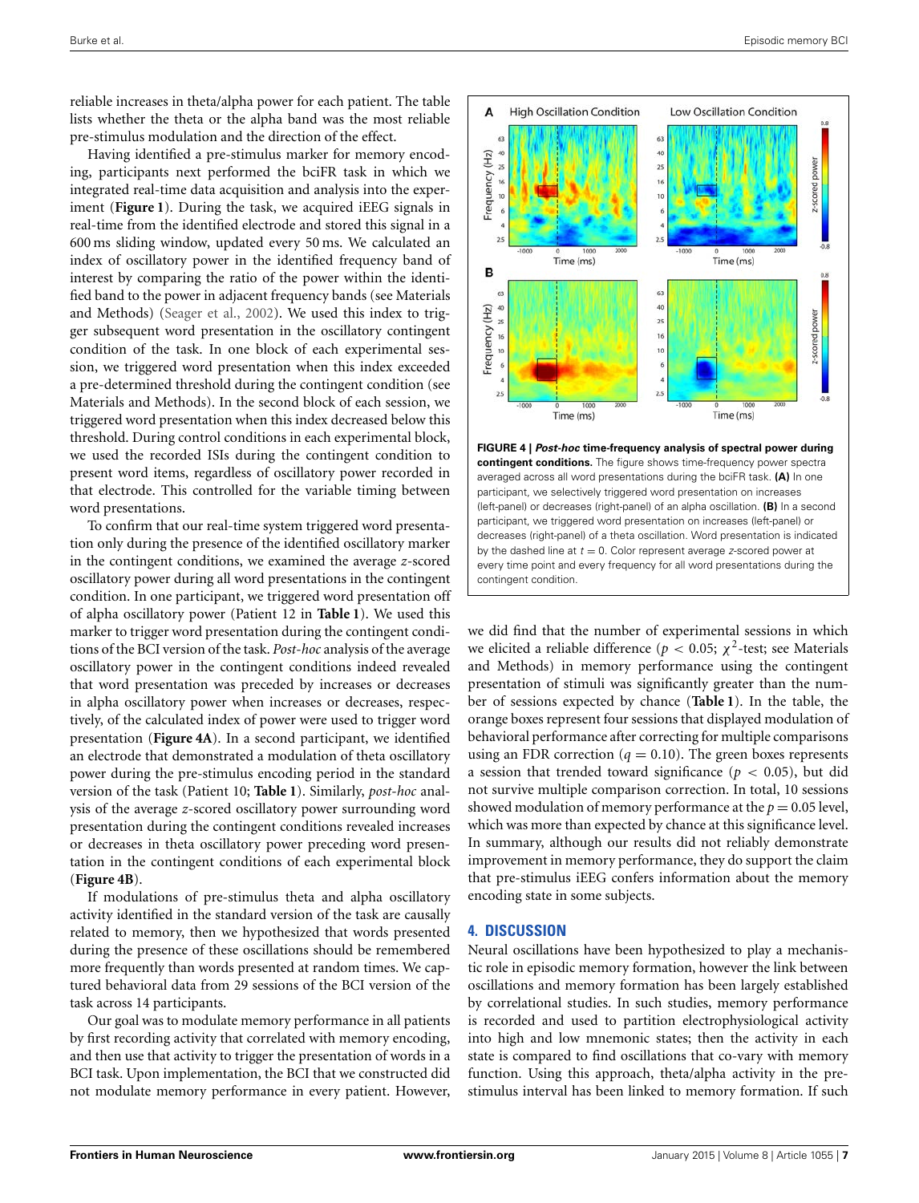reliable increases in theta/alpha power for each patient. The table lists whether the theta or the alpha band was the most reliable pre-stimulus modulation and the direction of the effect.

Having identified a pre-stimulus marker for memory encoding, participants next performed the bciFR task in which we integrated real-time data acquisition and analysis into the experiment (**Figure 1**). During the task, we acquired iEEG signals in real-time from the identified electrode and stored this signal in a 600 ms sliding window, updated every 50 ms. We calculated an index of oscillatory power in the identified frequency band of interest by comparing the ratio of the power within the identified band to the power in adjacent frequency bands (see Materials and Methods) (Seager et al., 2002). We used this index to trigger subsequent word presentation in the oscillatory contingent condition of the task. In one block of each experimental session, we triggered word presentation when this index exceeded a pre-determined threshold during the contingent condition (see Materials and Methods). In the second block of each session, we triggered word presentation when this index decreased below this threshold. During control conditions in each experimental block, we used the recorded ISIs during the contingent condition to present word items, regardless of oscillatory power recorded in that electrode. This controlled for the variable timing between word presentations.

To confirm that our real-time system triggered word presentation only during the presence of the identified oscillatory marker in the contingent conditions, we examined the average $z$-scored oscillatory power during all word presentations in the contingent condition. In one participant, we triggered word presentation off of alpha oscillatory power (Patient 12 in **Table 1**). We used this marker to trigger word presentation during the contingent conditions of the BCI version of the task. *Post-hoc* analysis of the average oscillatory power in the contingent conditions indeed revealed that word presentation was preceded by increases or decreases in alpha oscillatory power when increases or decreases, respectively, of the calculated index of power were used to trigger word presentation (**Figure 4A**). In a second participant, we identified an electrode that demonstrated a modulation of theta oscillatory power during the pre-stimulus encoding period in the standard version of the task (Patient 10; **Table 1**). Similarly, *post-hoc* analysis of the average $z$-scored oscillatory power surrounding word presentation during the contingent conditions revealed increases or decreases in theta oscillatory power preceding word presentation in the contingent conditions of each experimental block (**Figure 4B**).

If modulations of pre-stimulus theta and alpha oscillatory activity identified in the standard version of the task are causally related to memory, then we hypothesized that words presented during the presence of these oscillations should be remembered more frequently than words presented at random times. We captured behavioral data from 29 sessions of the BCI version of the task across 14 participants.

Our goal was to modulate memory performance in all patients by first recording activity that correlated with memory encoding, and then use that activity to trigger the presentation of words in a BCI task. Upon implementation, the BCI that we constructed did not modulate memory performance in every patient. However, we did find that the number of experimental sessions in which we elicited a reliable difference ($p < 0.05$; $\chi^2$-test; see Materials and Methods) in memory performance using the contingent presentation of stimuli was significantly greater than the number of sessions expected by chance (**Table 1**). In the table, the orange boxes represent four sessions that displayed modulation of behavioral performance after correcting for multiple comparisons using an FDR correction ($q = 0.10$). The green boxes represents a session that trended toward significance ($p < 0.05$), but did not survive multiple comparison correction. In total, 10 sessions showed modulation of memory performance at the $p = 0.05$ level, which was more than expected by chance at this significance level. In summary, although our results did not reliably demonstrate improvement in memory performance, they do support the claim that pre-stimulus iEEG confers information about the memory encoding state in some subjects.

**FIGURE 4 | *Post-hoc* time-frequency analysis of spectral power during contingent conditions.** The figure shows time-frequency power spectra averaged across all word presentations during the bciFR task. **(A)** In one participant, we selectively triggered word presentation on increases (left-panel) or decreases (right-panel) of an alpha oscillation. **(B)** In a second participant, we triggered word presentation on increases (left-panel) or decreases (right-panel) of a theta oscillation. Word presentation is indicated by the dashed line at $t = 0$. Color represent average $z$-scored power at every time point and every frequency for all word presentations during the contingent condition.

## 4. DISCUSSION

Neural oscillations have been hypothesized to play a mechanistic role in episodic memory formation, however the link between oscillations and memory formation has been largely established by correlational studies. In such studies, memory performance is recorded and used to partition electrophysiological activity into high and low mnemonic states; then the activity in each state is compared to find oscillations that co-vary with memory function. Using this approach, theta/alpha activity in the pre-stimulus interval has been linked to memory formation. If such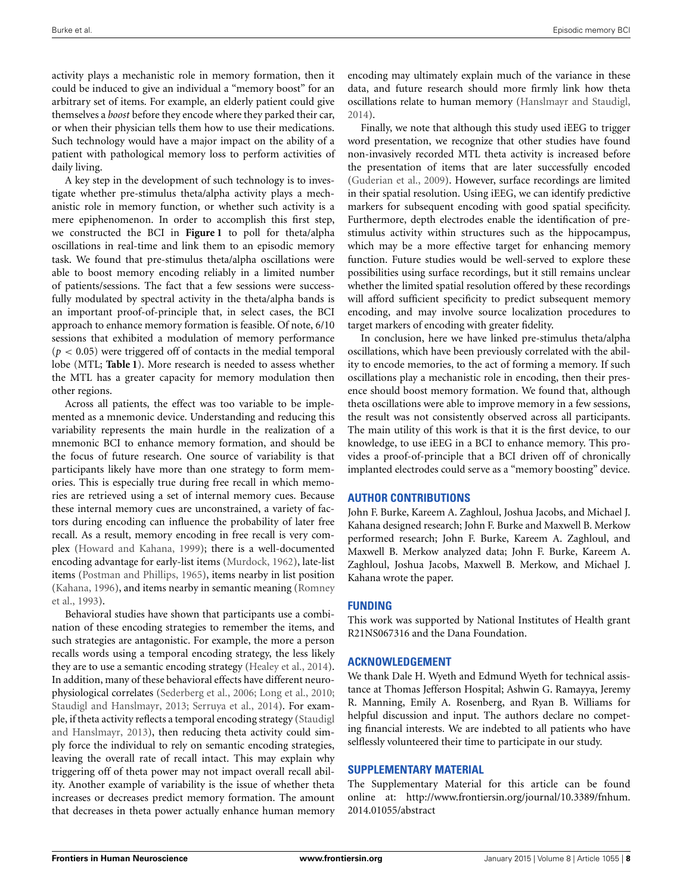activity plays a mechanistic role in memory formation, then it could be induced to give an individual a "memory boost" for an arbitrary set of items. For example, an elderly patient could give themselves a *boost* before they encode where they parked their car, or when their physician tells them how to use their medications. Such technology would have a major impact on the ability of a patient with pathological memory loss to perform activities of daily living.

A key step in the development of such technology is to investigate whether pre-stimulus theta/alpha activity plays a mechanistic role in memory function, or whether such activity is a mere epiphenomenon. In order to accomplish this first step, we constructed the BCI in **Figure 1** to poll for theta/alpha oscillations in real-time and link them to an episodic memory task. We found that pre-stimulus theta/alpha oscillations were able to boost memory encoding reliably in a limited number of patients/sessions. The fact that a few sessions were successfully modulated by spectral activity in the theta/alpha bands is an important proof-of-principle that, in select cases, the BCI approach to enhance memory formation is feasible. Of note, 6/10 sessions that exhibited a modulation of memory performance ($p < 0.05$) were triggered off of contacts in the medial temporal lobe (MTL; **Table 1**). More research is needed to assess whether the MTL has a greater capacity for memory modulation then other regions.

Across all patients, the effect was too variable to be implemented as a mnemonic device. Understanding and reducing this variability represents the main hurdle in the realization of a mnemonic BCI to enhance memory formation, and should be the focus of future research. One source of variability is that participants likely have more than one strategy to form memories. This is especially true during free recall in which memories are retrieved using a set of internal memory cues. Because these internal memory cues are unconstrained, a variety of factors during encoding can influence the probability of later free recall. As a result, memory encoding in free recall is very complex (Howard and Kahana, 1999); there is a well-documented encoding advantage for early-list items (Murdock, 1962), late-list items (Postman and Phillips, 1965), items nearby in list position (Kahana, 1996), and items nearby in semantic meaning (Romney et al., 1993).

Behavioral studies have shown that participants use a combination of these encoding strategies to remember the items, and such strategies are antagonistic. For example, the more a person recalls words using a temporal encoding strategy, the less likely they are to use a semantic encoding strategy (Healey et al., 2014). In addition, many of these behavioral effects have different neurophysiological correlates (Sederberg et al., 2006; Long et al., 2010; Staudigl and Hanslmayr, 2013; Serruya et al., 2014). For example, if theta activity reflects a temporal encoding strategy (Staudigl and Hanslmayr, 2013), then reducing theta activity could simply force the individual to rely on semantic encoding strategies, leaving the overall rate of recall intact. This may explain why triggering off of theta power may not impact overall recall ability. Another example of variability is the issue of whether theta increases or decreases predict memory formation. The amount that decreases in theta power actually enhance human memory encoding may ultimately explain much of the variance in these data, and future research should more firmly link how theta oscillations relate to human memory (Hanslmayr and Staudigl, 2014).

Finally, we note that although this study used iEEG to trigger word presentation, we recognize that other studies have found non-invasively recorded MTL theta activity is increased before the presentation of items that are later successfully encoded (Guderian et al., 2009). However, surface recordings are limited in their spatial resolution. Using iEEG, we can identify predictive markers for subsequent encoding with good spatial specificity. Furthermore, depth electrodes enable the identification of pre-stimulus activity within structures such as the hippocampus, which may be a more effective target for enhancing memory function. Future studies would be well-served to explore these possibilities using surface recordings, but it still remains unclear whether the limited spatial resolution offered by these recordings will afford sufficient specificity to predict subsequent memory encoding, and may involve source localization procedures to target markers of encoding with greater fidelity.

In conclusion, here we have linked pre-stimulus theta/alpha oscillations, which have been previously correlated with the ability to encode memories, to the act of forming a memory. If such oscillations play a mechanistic role in encoding, then their presence should boost memory formation. We found that, although theta oscillations were able to improve memory in a few sessions, the result was not consistently observed across all participants. The main utility of this work is that it is the first device, to our knowledge, to use iEEG in a BCI to enhance memory. This provides a proof-of-principle that a BCI driven off of chronically implanted electrodes could serve as a "memory boosting" device.

## AUTHOR CONTRIBUTIONS

John F. Burke, Kareem A. Zaghloul, Joshua Jacobs, and Michael J. Kahana designed research; John F. Burke and Maxwell B. Merkow performed research; John F. Burke, Kareem A. Zaghloul, and Maxwell B. Merkow analyzed data; John F. Burke, Kareem A. Zaghloul, Joshua Jacobs, Maxwell B. Merkow, and Michael J. Kahana wrote the paper.

## FUNDING

This work was supported by National Institutes of Health grant R21NS067316 and the Dana Foundation.

## ACKNOWLEDGEMENT

We thank Dale H. Wyeth and Edmund Wyeth for technical assistance at Thomas Jefferson Hospital; Ashwin G. Ramayya, Jeremy R. Manning, Emily A. Rosenberg, and Ryan B. Williams for helpful discussion and input. The authors declare no competing financial interests. We are indebted to all patients who have selflessly volunteered their time to participate in our study.

## SUPPLEMENTARY MATERIAL

The Supplementary Material for this article can be found online at: http://www.frontiersin.org/journal/10.3389/fnhum.2014.01055/abstract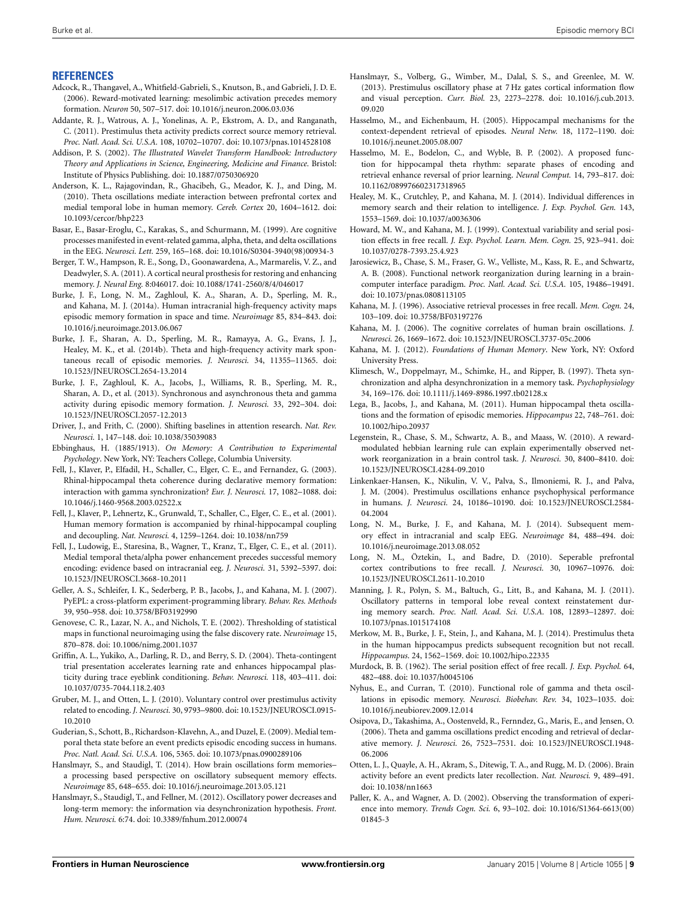## REFERENCES

Adcock, R., Thangavel, A., Whitfield-Gabrieli, S., Knutson, B., and Gabrieli, J. D. E. (2006). Reward-motivated learning: mesolimbic activation precedes memory formation. *Neuron* 50, 507–517. doi: 10.1016/j.neuron.2006.03.036

Addante, R. J., Watrous, A. J., Yonelinas, A. P., Ekstrom, A. D., and Ranganath, C. (2011). Prestimulus theta activity predicts correct source memory retrieval. *Proc. Natl. Acad. Sci. U.S.A.* 108, 10702–10707. doi: 10.1073/pnas.1014528108

Addison, P. S. (2002). *The Illustrated Wavelet Transform Handbook: Introductory Theory and Applications in Science, Engineering, Medicine and Finance.* Bristol: Institute of Physics Publishing. doi: 10.1887/0750306920

Anderson, K. L., Rajagovindan, R., Ghacibeh, G., Meador, K. J., and Ding, M. (2010). Theta oscillations mediate interaction between prefrontal cortex and medial temporal lobe in human memory. *Cereb. Cortex* 20, 1604–1612. doi: 10.1093/cercor/bhp223

Basar, E., Basar-Eroglu, C., Karakas, S., and Schurmann, M. (1999). Are cognitive processes manifested in event-related gamma, alpha, theta, and delta oscillations in the EEG. *Neurosci. Lett.* 259, 165–168. doi: 10.1016/S0304-3940(98)00934-3

Berger, T. W., Hampson, R. E., Song, D., Goonawardena, A., Marmarelis, V. Z., and Deadwyler, S. A. (2011). A cortical neural prosthesis for restoring and enhancing memory. *J. Neural Eng.* 8:046017. doi: 10.1088/1741-2560/8/4/046017

Burke, J. F., Long, N. M., Zaghloul, K. A., Sharan, A. D., Sperling, M. R., and Kahana, M. J. (2014a). Human intracranial high-frequency activity maps episodic memory formation in space and time. *Neuroimage* 85, 834–843. doi: 10.1016/j.neuroimage.2013.06.067

Burke, J. F., Sharan, A. D., Sperling, M. R., Ramayya, A. G., Evans, J. J., Healey, M. K., et al. (2014b). Theta and high-frequency activity mark spontaneous recall of episodic memories. *J. Neurosci.* 34, 11355–11365. doi: 10.1523/JNEUROSCI.2654-13.2014

Burke, J. F., Zaghloul, K. A., Jacobs, J., Williams, R. B., Sperling, M. R., Sharan, A. D., et al. (2013). Synchronous and asynchronous theta and gamma activity during episodic memory formation. *J. Neurosci.* 33, 292–304. doi: 10.1523/JNEUROSCI.2057-12.2013

Driver, J., and Frith, C. (2000). Shifting baselines in attention research. *Nat. Rev. Neurosci.* 1, 147–148. doi: 10.1038/35039083

Ebbinghaus, H. (1885/1913). *On Memory: A Contribution to Experimental Psychology*. New York, NY: Teachers College, Columbia University.

Fell, J., Klaver, P., Elfadil, H., Schaller, C., Elger, C. E., and Fernandez, G. (2003). Rhinal-hippocampal theta coherence during declarative memory formation: interaction with gamma synchronization? *Eur. J. Neurosci.* 17, 1082–1088. doi: 10.1046/j.1460-9568.2003.02522.x

Fell, J., Klaver, P., Lehnertz, K., Grunwald, T., Schaller, C., Elger, C. E., et al. (2001). Human memory formation is accompanied by rhinal-hippocampal coupling and decoupling. *Nat. Neurosci.* 4, 1259–1264. doi: 10.1038/nn759

Fell, J., Ludowig, E., Staresina, B., Wagner, T., Kranz, T., Elger, C. E., et al. (2011). Medial temporal theta/alpha power enhancement precedes successful memory encoding: evidence based on intracranial eeg. *J. Neurosci.* 31, 5392–5397. doi: 10.1523/JNEUROSCI.3668-10.2011

Geller, A. S., Schleifer, I. K., Sederberg, P. B., Jacobs, J., and Kahana, M. J. (2007). PyEPL: a cross-platform experiment-programming library. *Behav. Res. Methods* 39, 950–958. doi: 10.3758/BF03192990

Genovese, C. R., Lazar, N. A., and Nichols, T. E. (2002). Thresholding of statistical maps in functional neuroimaging using the false discovery rate. *Neuroimage* 15, 870–878. doi: 10.1006/nimg.2001.1037

Griffin, A. L., Yukiko, A., Darling, R. D., and Berry, S. D. (2004). Theta-contingent trial presentation accelerates learning rate and enhances hippocampal plasticity during trace eyeblink conditioning. *Behav. Neurosci.* 118, 403–411. doi: 10.1037/0735-7044.118.2.403

Gruber, M. J., and Otten, L. J. (2010). Voluntary control over prestimulus activity related to encoding. *J. Neurosci.* 30, 9793–9800. doi: 10.1523/JNEUROSCI.0915-10.2010

Guderian, S., Schott, B., Richardson-Klavehn, A., and Duzel, E. (2009). Medial temporal theta state before an event predicts episodic encoding success in humans. *Proc. Natl. Acad. Sci. U.S.A.* 106, 5365. doi: 10.1073/pnas.0900289106

Hanslmayr, S., and Staudigl, T. (2014). How brain oscillations form memories–a processing based perspective on oscillatory subsequent memory effects. *Neuroimage* 85, 648–655. doi: 10.1016/j.neuroimage.2013.05.121

Hanslmayr, S., Staudigl, T., and Fellner, M. (2012). Oscillatory power decreases and long-term memory: the information via desynchronization hypothesis. *Front. Hum. Neurosci.* 6:74. doi: 10.3389/fnhum.2012.00074

Hanslmayr, S., Volberg, G., Wimber, M., Dalal, S. S., and Greenlee, M. W. (2013). Prestimulus oscillatory phase at 7 Hz gates cortical information flow and visual perception. *Curr. Biol.* 23, 2273–2278. doi: 10.1016/j.cub.2013.09.020

Hasselmo, M., and Eichenbaum, H. (2005). Hippocampal mechanisms for the context-dependent retrieval of episodes. *Neural Netw.* 18, 1172–1190. doi: 10.1016/j.neunet.2005.08.007

Hasselmo, M. E., Bodelon, C., and Wyble, B. P. (2002). A proposed function for hippocampal theta rhythm: separate phases of encoding and retrieval enhance reversal of prior learning. *Neural Comput.* 14, 793–817. doi: 10.1162/089976602317318965

Healey, M. K., Crutchley, P., and Kahana, M. J. (2014). Individual differences in memory search and their relation to intelligence. *J. Exp. Psychol. Gen.* 143, 1553–1569. doi: 10.1037/a0036306

Howard, M. W., and Kahana, M. J. (1999). Contextual variability and serial position effects in free recall. *J. Exp. Psychol. Learn. Mem. Cogn.* 25, 923–941. doi: 10.1037/0278-7393.25.4.923

Jarosiewicz, B., Chase, S. M., Fraser, G. W., Velliste, M., Kass, R. E., and Schwartz, A. B. (2008). Functional network reorganization during learning in a brain-computer interface paradigm. *Proc. Natl. Acad. Sci. U.S.A.* 105, 19486–19491. doi: 10.1073/pnas.0808113105

Kahana, M. J. (1996). Associative retrieval processes in free recall. *Mem. Cogn.* 24, 103–109. doi: 10.3758/BF03197276

Kahana, M. J. (2006). The cognitive correlates of human brain oscillations. *J. Neurosci.* 26, 1669–1672. doi: 10.1523/JNEUROSCI.3737-05c.2006

Kahana, M. J. (2012). *Foundations of Human Memory*. New York, NY: Oxford University Press.

Klimesch, W., Doppelmayr, M., Schimke, H., and Ripper, B. (1997). Theta synchronization and alpha desynchronization in a memory task. *Psychophysiology* 34, 169–176. doi: 10.1111/j.1469-8986.1997.tb02128.x

Lega, B., Jacobs, J., and Kahana, M. (2011). Human hippocampal theta oscillations and the formation of episodic memories. *Hippocampus* 22, 748–761. doi: 10.1002/hipo.20937

Legenstein, R., Chase, S. M., Schwartz, A. B., and Maass, W. (2010). A reward-modulated hebbian learning rule can explain experimentally observed network reorganization in a brain control task. *J. Neurosci.* 30, 8400–8410. doi: 10.1523/JNEUROSCI.4284-09.2010

Linkenkaer-Hansen, K., Nikulin, V. V., Palva, S., Ilmoniemi, R. J., and Palva, J. M. (2004). Prestimulus oscillations enhance psychophysical performance in humans. *J. Neurosci.* 24, 10186–10190. doi: 10.1523/JNEUROSCI.2584-04.2004

Long, N. M., Burke, J. F., and Kahana, M. J. (2014). Subsequent memory effect in intracranial and scalp EEG. *Neuroimage* 84, 488–494. doi: 10.1016/j.neuroimage.2013.08.052

Long, N. M., Öztekin, I., and Badre, D. (2010). Seperable prefrontal cortex contributions to free recall. *J. Neurosci.* 30, 10967–10976. doi: 10.1523/JNEUROSCI.2611-10.2010

Manning, J. R., Polyn, S. M., Baltuch, G., Litt, B., and Kahana, M. J. (2011). Oscillatory patterns in temporal lobe reveal context reinstatement during memory search. *Proc. Natl. Acad. Sci. U.S.A.* 108, 12893–12897. doi: 10.1073/pnas.1015174108

Merkow, M. B., Burke, J. F., Stein, J., and Kahana, M. J. (2014). Prestimulus theta in the human hippocampus predicts subsequent recognition but not recall. *Hippocampus*. 24, 1562–1569. doi: 10.1002/hipo.22335

Murdock, B. B. (1962). The serial position effect of free recall. *J. Exp. Psychol.* 64, 482–488. doi: 10.1037/h0045106

Nyhus, E., and Curran, T. (2010). Functional role of gamma and theta oscillations in episodic memory. *Neurosci. Biobehav. Rev.* 34, 1023–1035. doi: 10.1016/j.neubiorev.2009.12.014

Osipova, D., Takashima, A., Oostenveld, R., Fernndez, G., Maris, E., and Jensen, O. (2006). Theta and gamma oscillations predict encoding and retrieval of declarative memory. *J. Neurosci.* 26, 7523–7531. doi: 10.1523/JNEUROSCI.1948-06.2006

Otten, L. J., Quayle, A. H., Akram, S., Ditewig, T. A., and Rugg, M. D. (2006). Brain activity before an event predicts later recollection. *Nat. Neurosci.* 9, 489–491. doi: 10.1038/nn1663

Paller, K. A., and Wagner, A. D. (2002). Observing the transformation of experience into memory. *Trends Cogn. Sci.* 6, 93–102. doi: 10.1016/S1364-6613(00)01845-3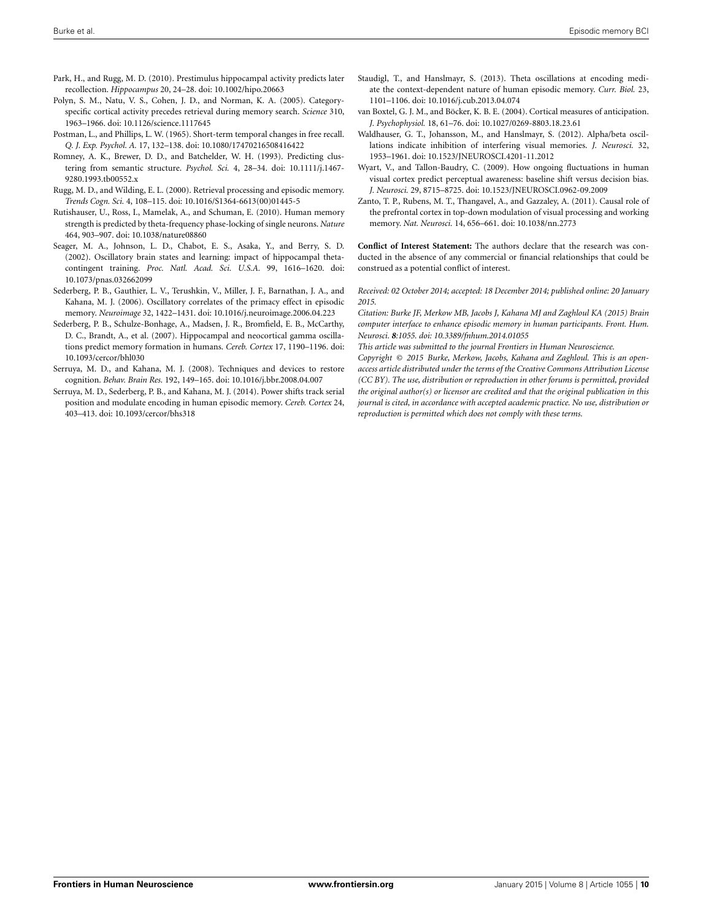Park, H., and Rugg, M. D. (2010). Prestimulus hippocampal activity predicts later recollection. *Hippocampus* 20, 24–28. doi: 10.1002/hipo.20663

Polyn, S. M., Natu, V. S., Cohen, J. D., and Norman, K. A. (2005). Category-specific cortical activity precedes retrieval during memory search. *Science* 310, 1963–1966. doi: 10.1126/science.1117645

Postman, L., and Phillips, L. W. (1965). Short-term temporal changes in free recall. *Q. J. Exp. Psychol. A.* 17, 132–138. doi: 10.1080/17470216508416422

Romney, A. K., Brewer, D. D., and Batchelder, W. H. (1993). Predicting clustering from semantic structure. *Psychol. Sci.* 4, 28–34. doi: 10.1111/j.1467-9280.1993.tb00552.x

Rugg, M. D., and Wilding, E. L. (2000). Retrieval processing and episodic memory. *Trends Cogn. Sci.* 4, 108–115. doi: 10.1016/S1364-6613(00)01445-5

Rutishauser, U., Ross, I., Mamelak, A., and Schuman, E. (2010). Human memory strength is predicted by theta-frequency phase-locking of single neurons. *Nature* 464, 903–907. doi: 10.1038/nature08860

Seager, M. A., Johnson, L. D., Chabot, E. S., Asaka, Y., and Berry, S. D. (2002). Oscillatory brain states and learning: impact of hippocampal theta-contingent training. *Proc. Natl. Acad. Sci. U.S.A.* 99, 1616–1620. doi: 10.1073/pnas.032662099

Sederberg, P. B., Gauthier, L. V., Terushkin, V., Miller, J. F., Barnathan, J. A., and Kahana, M. J. (2006). Oscillatory correlates of the primacy effect in episodic memory. *Neuroimage* 32, 1422–1431. doi: 10.1016/j.neuroimage.2006.04.223

Sederberg, P. B., Schulze-Bonhage, A., Madsen, J. R., Bromfield, E. B., McCarthy, D. C., Brandt, A., et al. (2007). Hippocampal and neocortical gamma oscillations predict memory formation in humans. *Cereb. Cortex* 17, 1190–1196. doi: 10.1093/cercor/bhl030

Serruya, M. D., and Kahana, M. J. (2008). Techniques and devices to restore cognition. *Behav. Brain Res.* 192, 149–165. doi: 10.1016/j.bbr.2008.04.007

Serruya, M. D., Sederberg, P. B., and Kahana, M. J. (2014). Power shifts track serial position and modulate encoding in human episodic memory. *Cereb. Cortex* 24, 403–413. doi: 10.1093/cercor/bhs318

Staudigl, T., and Hanslmayr, S. (2013). Theta oscillations at encoding mediate the context-dependent nature of human episodic memory. *Curr. Biol.* 23, 1101–1106. doi: 10.1016/j.cub.2013.04.074

van Boxtel, G. J. M., and Böcker, K. B. E. (2004). Cortical measures of anticipation. *J. Psychophysiol.* 18, 61–76. doi: 10.1027/0269-8803.18.23.61

Waldhauser, G. T., Johansson, M., and Hanslmayr, S. (2012). Alpha/beta oscillations indicate inhibition of interfering visual memories. *J. Neurosci.* 32, 1953–1961. doi: 10.1523/JNEUROSCI.4201-11.2012

Wyart, V., and Tallon-Baudry, C. (2009). How ongoing fluctuations in human visual cortex predict perceptual awareness: baseline shift versus decision bias. *J. Neurosci.* 29, 8715–8725. doi: 10.1523/JNEUROSCI.0962-09.2009

Zanto, T. P., Rubens, M. T., Thangavel, A., and Gazzaley, A. (2011). Causal role of the prefrontal cortex in top-down modulation of visual processing and working memory. *Nat. Neurosci.* 14, 656–661. doi: 10.1038/nn.2773

**Conflict of Interest Statement:** The authors declare that the research was conducted in the absence of any commercial or financial relationships that could be construed as a potential conflict of interest.

*Received: 02 October 2014; accepted: 18 December 2014; published online: 20 January 2015.*

*Citation: Burke JF, Merkow MB, Jacobs J, Kahana MJ and Zaghloul KA (2015) Brain computer interface to enhance episodic memory in human participants. Front. Hum. Neurosci.* ***8****:1055. doi: 10.3389/fnhum.2014.01055*

*This article was submitted to the journal Frontiers in Human Neuroscience.*

*Copyright © 2015 Burke, Merkow, Jacobs, Kahana and Zaghloul. This is an open-access article distributed under the terms of the Creative Commons Attribution License (CC BY). The use, distribution or reproduction in other forums is permitted, provided the original author(s) or licensor are credited and that the original publication in this journal is cited, in accordance with accepted academic practice. No use, distribution or reproduction is permitted which does not comply with these terms.*